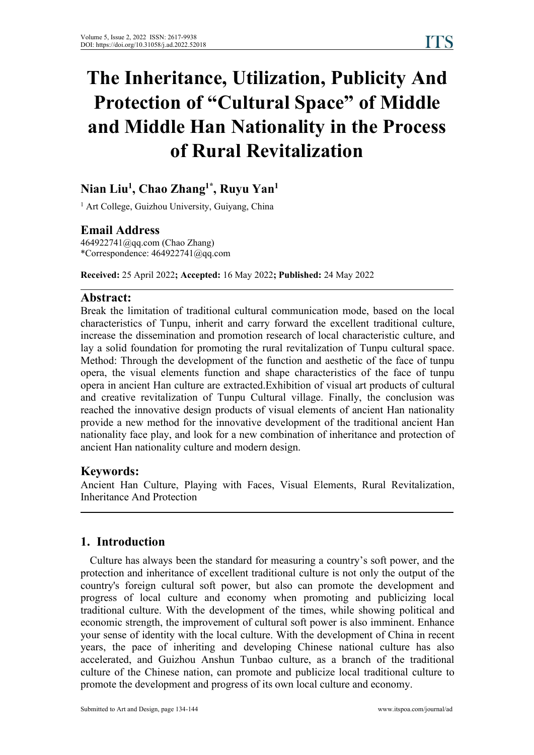# The Inheritance, Utilization, Publicity And Protection of "Cultural Space" of Middle and Middle Han Nationality in the Process of Rural Revitalization

**Nian Liu[1], Chao Zhang[1*], Ruyu Yan[1]**

[1] Art College, Guizhou University, Guiyang, China

## Email Address

464922741@qq.com (Chao Zhang)
*Correspondence: 464922741@qq.com

**Received:** 25 April 2022**; Accepted:** 16 May 2022**; Published:** 24 May 2022

## Abstract:

Break the limitation of traditional cultural communication mode, based on the local characteristics of Tunpu, inherit and carry forward the excellent traditional culture, increase the dissemination and promotion research of local characteristic culture, and lay a solid foundation for promoting the rural revitalization of Tunpu cultural space. Method: Through the development of the function and aesthetic of the face of tunpu opera, the visual elements function and shape characteristics of the face of tunpu opera in ancient Han culture are extracted.Exhibition of visual art products of cultural and creative revitalization of Tunpu Cultural village. Finally, the conclusion was reached the innovative design products of visual elements of ancient Han nationality provide a new method for the innovative development of the traditional ancient Han nationality face play, and look for a new combination of inheritance and protection of ancient Han nationality culture and modern design.

## Keywords:

Ancient Han Culture, Playing with Faces, Visual Elements, Rural Revitalization, Inheritance And Protection

## 1. Introduction

Culture has always been the standard for measuring a country's soft power, and the protection and inheritance of excellent traditional culture is not only the output of the country's foreign cultural soft power, but also can promote the development and progress of local culture and economy when promoting and publicizing local traditional culture. With the development of the times, while showing political and economic strength, the improvement of cultural soft power is also imminent. Enhance your sense of identity with the local culture. With the development of China in recent years, the pace of inheriting and developing Chinese national culture has also accelerated, and Guizhou Anshun Tunbao culture, as a branch of the traditional culture of the Chinese nation, can promote and publicize local traditional culture to promote the development and progress of its own local culture and economy.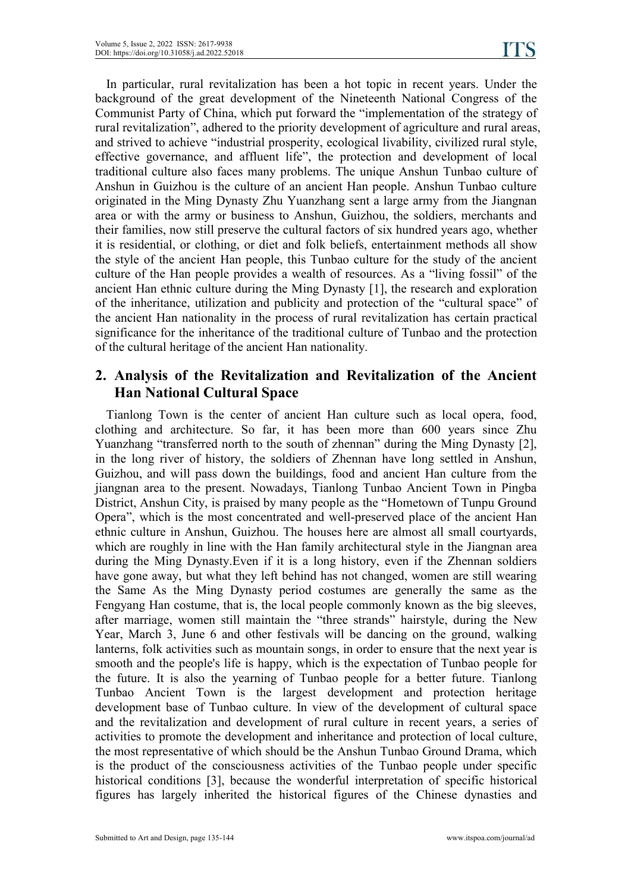In particular, rural revitalization has been a hot topic in recent years. Under the background of the great development of the Nineteenth National Congress of the Communist Party of China, which put forward the "implementation of the strategy of rural revitalization", adhered to the priority development of agriculture and rural areas, and strived to achieve "industrial prosperity, ecological livability, civilized rural style, effective governance, and affluent life", the protection and development of local traditional culture also faces many problems. The unique Anshun Tunbao culture of Anshun in Guizhou is the culture of an ancient Han people. Anshun Tunbao culture originated in the Ming Dynasty Zhu Yuanzhang sent a large army from the Jiangnan area or with the army or business to Anshun, Guizhou, the soldiers, merchants and their families, now still preserve the cultural factors of six hundred years ago, whether it is residential, or clothing, or diet and folk beliefs, entertainment methods all show the style of the ancient Han people, this Tunbao culture for the study of the ancient culture of the Han people provides a wealth of resources. As a "living fossil" of the ancient Han ethnic culture during the Ming Dynasty [1], the research and exploration of the inheritance, utilization and publicity and protection of the "cultural space" of the ancient Han nationality in the process of rural revitalization has certain practical significance for the inheritance of the traditional culture of Tunbao and the protection of the cultural heritage of the ancient Han nationality.

## 2. Analysis of the Revitalization and Revitalization of the Ancient Han National Cultural Space

Tianlong Town is the center of ancient Han culture such as local opera, food, clothing and architecture. So far, it has been more than 600 years since Zhu Yuanzhang "transferred north to the south of zhennan" during the Ming Dynasty [2], in the long river of history, the soldiers of Zhennan have long settled in Anshun, Guizhou, and will pass down the buildings, food and ancient Han culture from the jiangnan area to the present. Nowadays, Tianlong Tunbao Ancient Town in Pingba District, Anshun City, is praised by many people as the "Hometown of Tunpu Ground Opera", which is the most concentrated and well-preserved place of the ancient Han ethnic culture in Anshun, Guizhou. The houses here are almost all small courtyards, which are roughly in line with the Han family architectural style in the Jiangnan area during the Ming Dynasty.Even if it is a long history, even if the Zhennan soldiers have gone away, but what they left behind has not changed, women are still wearing the Same As the Ming Dynasty period costumes are generally the same as the Fengyang Han costume, that is, the local people commonly known as the big sleeves, after marriage, women still maintain the "three strands" hairstyle, during the New Year, March 3, June 6 and other festivals will be dancing on the ground, walking lanterns, folk activities such as mountain songs, in order to ensure that the next year is smooth and the people's life is happy, which is the expectation of Tunbao people for the future. It is also the yearning of Tunbao people for a better future. Tianlong Tunbao Ancient Town is the largest development and protection heritage development base of Tunbao culture. In view of the development of cultural space and the revitalization and development of rural culture in recent years, a series of activities to promote the development and inheritance and protection of local culture, the most representative of which should be the Anshun Tunbao Ground Drama, which is the product of the consciousness activities of the Tunbao people under specific historical conditions [3], because the wonderful interpretation of specific historical figures has largely inherited the historical figures of the Chinese dynasties and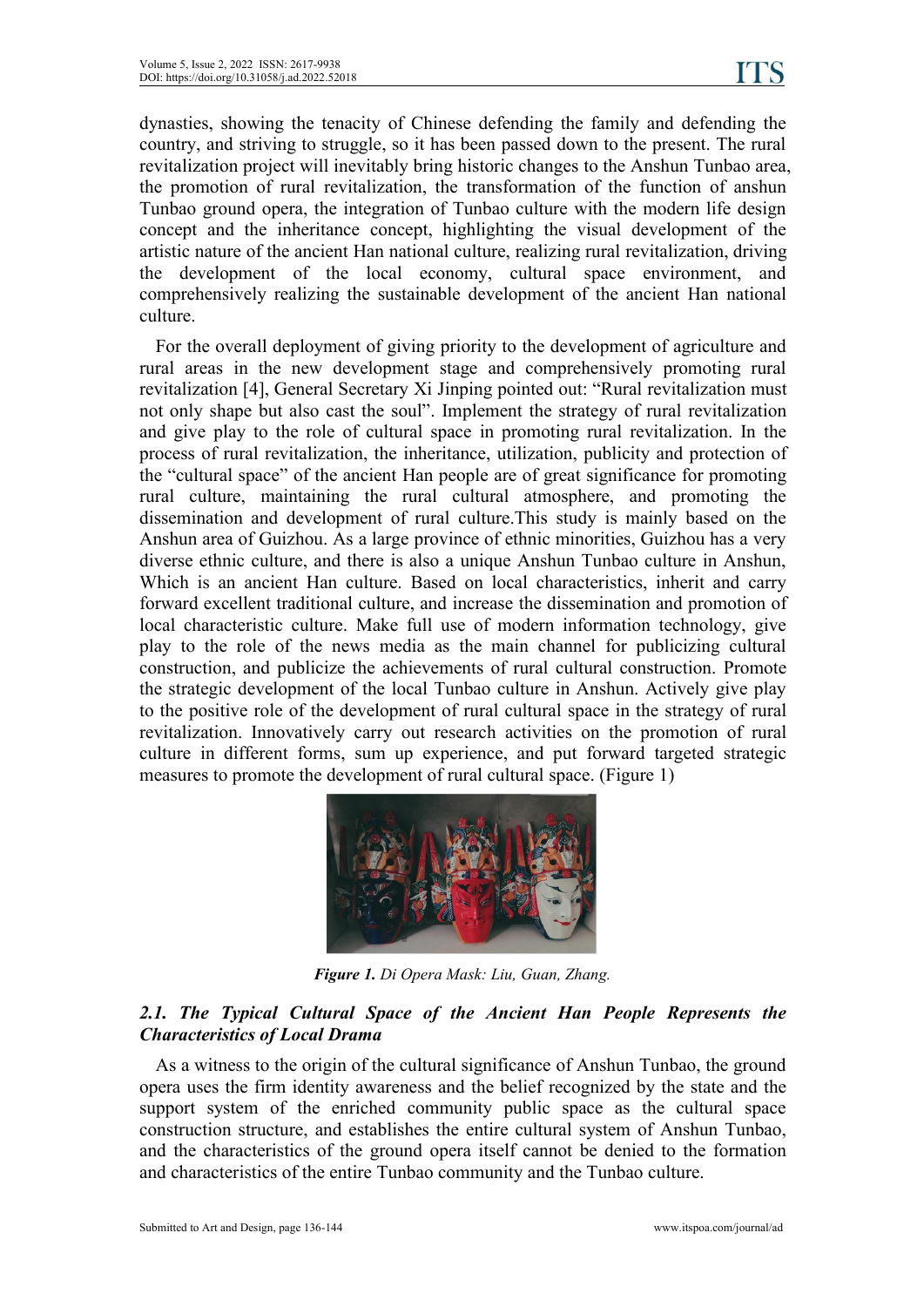dynasties, showing the tenacity of Chinese defending the family and defending the country, and striving to struggle, so it has been passed down to the present. The rural revitalization project will inevitably bring historic changes to the Anshun Tunbao area, the promotion of rural revitalization, the transformation of the function of anshun Tunbao ground opera, the integration of Tunbao culture with the modern life design concept and the inheritance concept, highlighting the visual development of the artistic nature of the ancient Han national culture, realizing rural revitalization, driving the development of the local economy, cultural space environment, and comprehensively realizing the sustainable development of the ancient Han national culture.

For the overall deployment of giving priority to the development of agriculture and rural areas in the new development stage and comprehensively promoting rural revitalization [4], General Secretary Xi Jinping pointed out: "Rural revitalization must not only shape but also cast the soul". Implement the strategy of rural revitalization and give play to the role of cultural space in promoting rural revitalization. In the process of rural revitalization, the inheritance, utilization, publicity and protection of the "cultural space" of the ancient Han people are of great significance for promoting rural culture, maintaining the rural cultural atmosphere, and promoting the dissemination and development of rural culture.This study is mainly based on the Anshun area of Guizhou. As a large province of ethnic minorities, Guizhou has a very diverse ethnic culture, and there is also a unique Anshun Tunbao culture in Anshun, Which is an ancient Han culture. Based on local characteristics, inherit and carry forward excellent traditional culture, and increase the dissemination and promotion of local characteristic culture. Make full use of modern information technology, give play to the role of the news media as the main channel for publicizing cultural construction, and publicize the achievements of rural cultural construction. Promote the strategic development of the local Tunbao culture in Anshun. Actively give play to the positive role of the development of rural cultural space in the strategy of rural revitalization. Innovatively carry out research activities on the promotion of rural culture in different forms, sum up experience, and put forward targeted strategic measures to promote the development of rural cultural space. (Figure 1)

***Figure 1.*** *Di Opera Mask: Liu, Guan, Zhang.*

### *2.1. The Typical Cultural Space of the Ancient Han People Represents the Characteristics of Local Drama*

As a witness to the origin of the cultural significance of Anshun Tunbao, the ground opera uses the firm identity awareness and the belief recognized by the state and the support system of the enriched community public space as the cultural space construction structure, and establishes the entire cultural system of Anshun Tunbao, and the characteristics of the ground opera itself cannot be denied to the formation and characteristics of the entire Tunbao community and the Tunbao culture.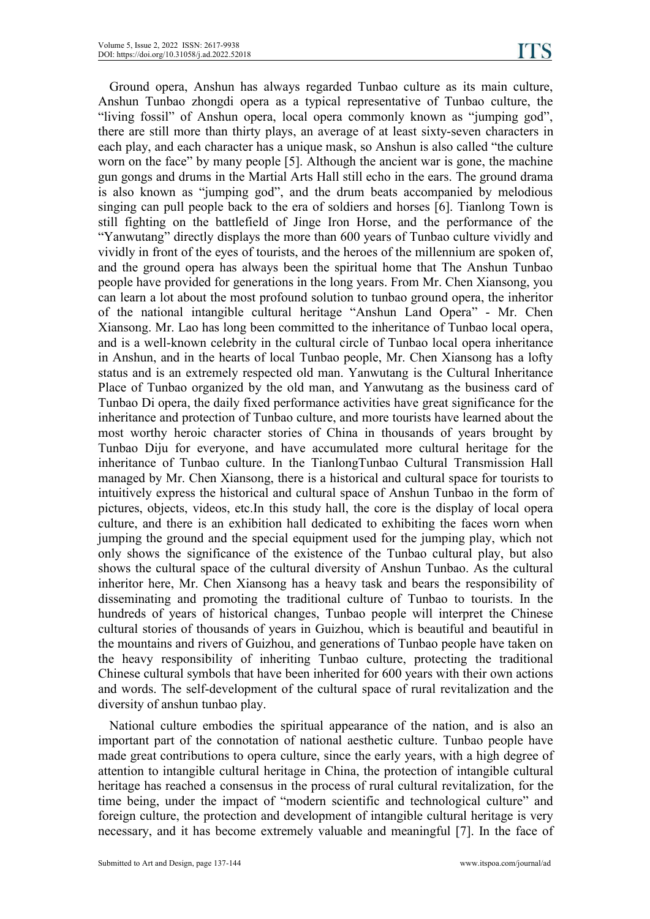Ground opera, Anshun has always regarded Tunbao culture as its main culture, Anshun Tunbao zhongdi opera as a typical representative of Tunbao culture, the "living fossil" of Anshun opera, local opera commonly known as "jumping god", there are still more than thirty plays, an average of at least sixty-seven characters in each play, and each character has a unique mask, so Anshun is also called "the culture worn on the face" by many people [5]. Although the ancient war is gone, the machine gun gongs and drums in the Martial Arts Hall still echo in the ears. The ground drama is also known as "jumping god", and the drum beats accompanied by melodious singing can pull people back to the era of soldiers and horses [6]. Tianlong Town is still fighting on the battlefield of Jinge Iron Horse, and the performance of the "Yanwutang" directly displays the more than 600 years of Tunbao culture vividly and vividly in front of the eyes of tourists, and the heroes of the millennium are spoken of, and the ground opera has always been the spiritual home that The Anshun Tunbao people have provided for generations in the long years. From Mr. Chen Xiansong, you can learn a lot about the most profound solution to tunbao ground opera, the inheritor of the national intangible cultural heritage "Anshun Land Opera" - Mr. Chen Xiansong. Mr. Lao has long been committed to the inheritance of Tunbao local opera, and is a well-known celebrity in the cultural circle of Tunbao local opera inheritance in Anshun, and in the hearts of local Tunbao people, Mr. Chen Xiansong has a lofty status and is an extremely respected old man. Yanwutang is the Cultural Inheritance Place of Tunbao organized by the old man, and Yanwutang as the business card of Tunbao Di opera, the daily fixed performance activities have great significance for the inheritance and protection of Tunbao culture, and more tourists have learned about the most worthy heroic character stories of China in thousands of years brought by Tunbao Diju for everyone, and have accumulated more cultural heritage for the inheritance of Tunbao culture. In the TianlongTunbao Cultural Transmission Hall managed by Mr. Chen Xiansong, there is a historical and cultural space for tourists to intuitively express the historical and cultural space of Anshun Tunbao in the form of pictures, objects, videos, etc.In this study hall, the core is the display of local opera culture, and there is an exhibition hall dedicated to exhibiting the faces worn when jumping the ground and the special equipment used for the jumping play, which not only shows the significance of the existence of the Tunbao cultural play, but also shows the cultural space of the cultural diversity of Anshun Tunbao. As the cultural inheritor here, Mr. Chen Xiansong has a heavy task and bears the responsibility of disseminating and promoting the traditional culture of Tunbao to tourists. In the hundreds of years of historical changes, Tunbao people will interpret the Chinese cultural stories of thousands of years in Guizhou, which is beautiful and beautiful in the mountains and rivers of Guizhou, and generations of Tunbao people have taken on the heavy responsibility of inheriting Tunbao culture, protecting the traditional Chinese cultural symbols that have been inherited for 600 years with their own actions and words. The self-development of the cultural space of rural revitalization and the diversity of anshun tunbao play.

National culture embodies the spiritual appearance of the nation, and is also an important part of the connotation of national aesthetic culture. Tunbao people have made great contributions to opera culture, since the early years, with a high degree of attention to intangible cultural heritage in China, the protection of intangible cultural heritage has reached a consensus in the process of rural cultural revitalization, for the time being, under the impact of "modern scientific and technological culture" and foreign culture, the protection and development of intangible cultural heritage is very necessary, and it has become extremely valuable and meaningful [7]. In the face of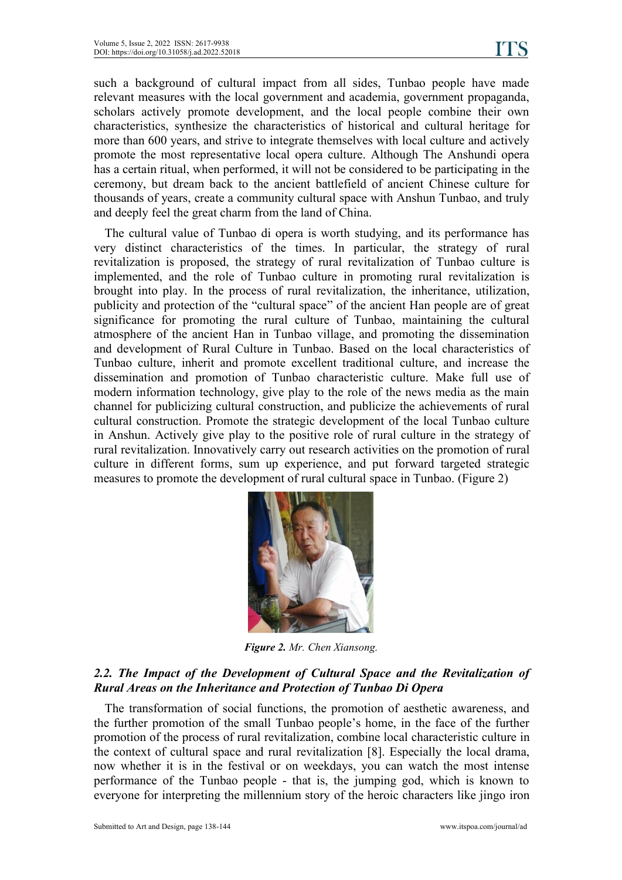such a background of cultural impact from all sides, Tunbao people have made relevant measures with the local government and academia, government propaganda, scholars actively promote development, and the local people combine their own characteristics, synthesize the characteristics of historical and cultural heritage for more than 600 years, and strive to integrate themselves with local culture and actively promote the most representative local opera culture. Although The Anshundi opera has a certain ritual, when performed, it will not be considered to be participating in the ceremony, but dream back to the ancient battlefield of ancient Chinese culture for thousands of years, create a community cultural space with Anshun Tunbao, and truly and deeply feel the great charm from the land of China.

The cultural value of Tunbao di opera is worth studying, and its performance has very distinct characteristics of the times. In particular, the strategy of rural revitalization is proposed, the strategy of rural revitalization of Tunbao culture is implemented, and the role of Tunbao culture in promoting rural revitalization is brought into play. In the process of rural revitalization, the inheritance, utilization, publicity and protection of the "cultural space" of the ancient Han people are of great significance for promoting the rural culture of Tunbao, maintaining the cultural atmosphere of the ancient Han in Tunbao village, and promoting the dissemination and development of Rural Culture in Tunbao. Based on the local characteristics of Tunbao culture, inherit and promote excellent traditional culture, and increase the dissemination and promotion of Tunbao characteristic culture. Make full use of modern information technology, give play to the role of the news media as the main channel for publicizing cultural construction, and publicize the achievements of rural cultural construction. Promote the strategic development of the local Tunbao culture in Anshun. Actively give play to the positive role of rural culture in the strategy of rural revitalization. Innovatively carry out research activities on the promotion of rural culture in different forms, sum up experience, and put forward targeted strategic measures to promote the development of rural cultural space in Tunbao. (Figure 2)

***Figure 2.*** *Mr. Chen Xiansong.*

### *2.2. The Impact of the Development of Cultural Space and the Revitalization of Rural Areas on the Inheritance and Protection of Tunbao Di Opera*

The transformation of social functions, the promotion of aesthetic awareness, and the further promotion of the small Tunbao people's home, in the face of the further promotion of the process of rural revitalization, combine local characteristic culture in the context of cultural space and rural revitalization [8]. Especially the local drama, now whether it is in the festival or on weekdays, you can watch the most intense performance of the Tunbao people - that is, the jumping god, which is known to everyone for interpreting the millennium story of the heroic characters like jingo iron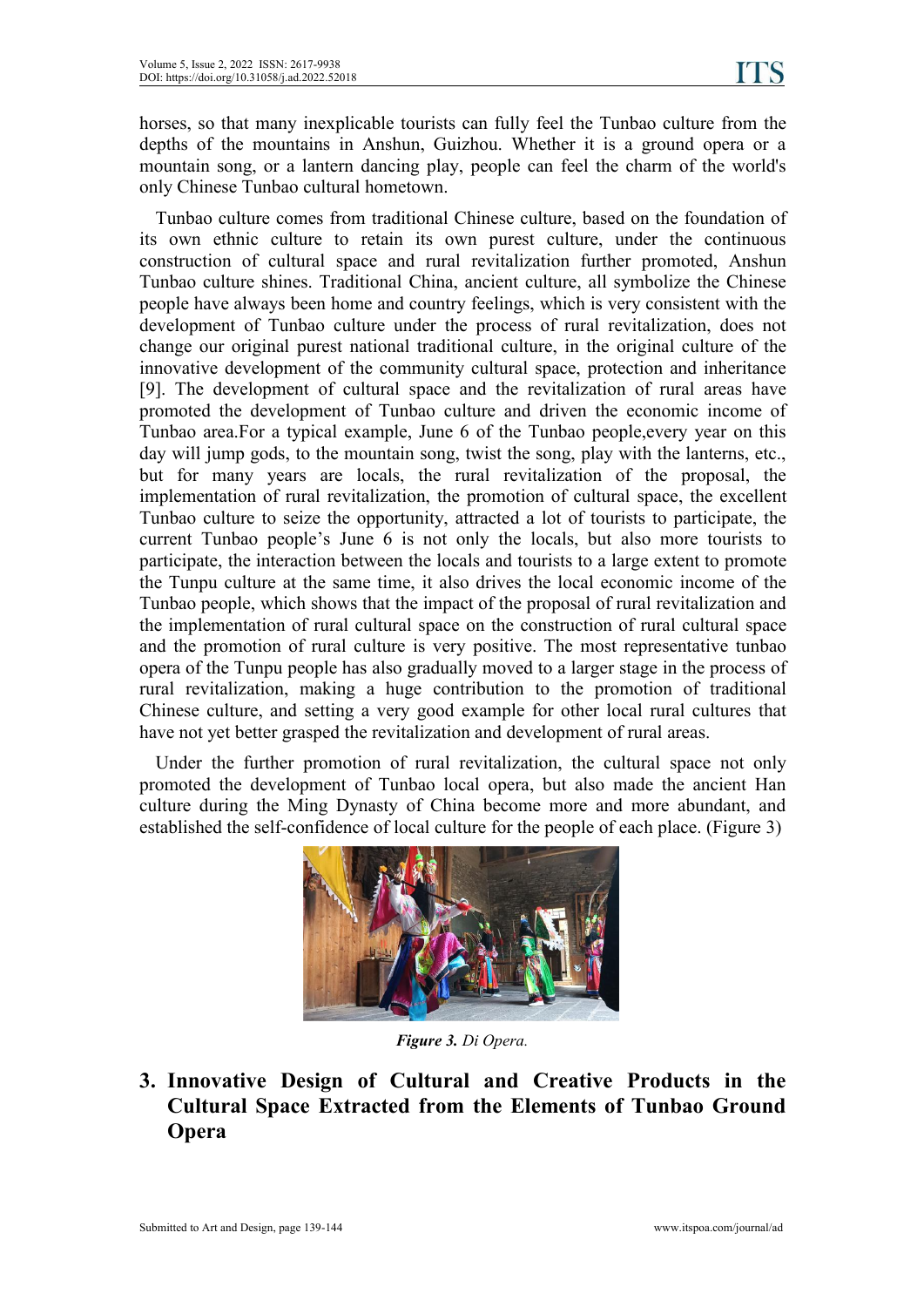horses, so that many inexplicable tourists can fully feel the Tunbao culture from the depths of the mountains in Anshun, Guizhou. Whether it is a ground opera or a mountain song, or a lantern dancing play, people can feel the charm of the world's only Chinese Tunbao cultural hometown.

Tunbao culture comes from traditional Chinese culture, based on the foundation of its own ethnic culture to retain its own purest culture, under the continuous construction of cultural space and rural revitalization further promoted, Anshun Tunbao culture shines. Traditional China, ancient culture, all symbolize the Chinese people have always been home and country feelings, which is very consistent with the development of Tunbao culture under the process of rural revitalization, does not change our original purest national traditional culture, in the original culture of the innovative development of the community cultural space, protection and inheritance [9]. The development of cultural space and the revitalization of rural areas have promoted the development of Tunbao culture and driven the economic income of Tunbao area.For a typical example, June 6 of the Tunbao people,every year on this day will jump gods, to the mountain song, twist the song, play with the lanterns, etc., but for many years are locals, the rural revitalization of the proposal, the implementation of rural revitalization, the promotion of cultural space, the excellent Tunbao culture to seize the opportunity, attracted a lot of tourists to participate, the current Tunbao people's June 6 is not only the locals, but also more tourists to participate, the interaction between the locals and tourists to a large extent to promote the Tunpu culture at the same time, it also drives the local economic income of the Tunbao people, which shows that the impact of the proposal of rural revitalization and the implementation of rural cultural space on the construction of rural cultural space and the promotion of rural culture is very positive. The most representative tunbao opera of the Tunpu people has also gradually moved to a larger stage in the process of rural revitalization, making a huge contribution to the promotion of traditional Chinese culture, and setting a very good example for other local rural cultures that have not yet better grasped the revitalization and development of rural areas.

Under the further promotion of rural revitalization, the cultural space not only promoted the development of Tunbao local opera, but also made the ancient Han culture during the Ming Dynasty of China become more and more abundant, and established the self-confidence of local culture for the people of each place. (Figure 3)

***Figure 3.*** *Di Opera.*

## 3. Innovative Design of Cultural and Creative Products in the Cultural Space Extracted from the Elements of Tunbao Ground Opera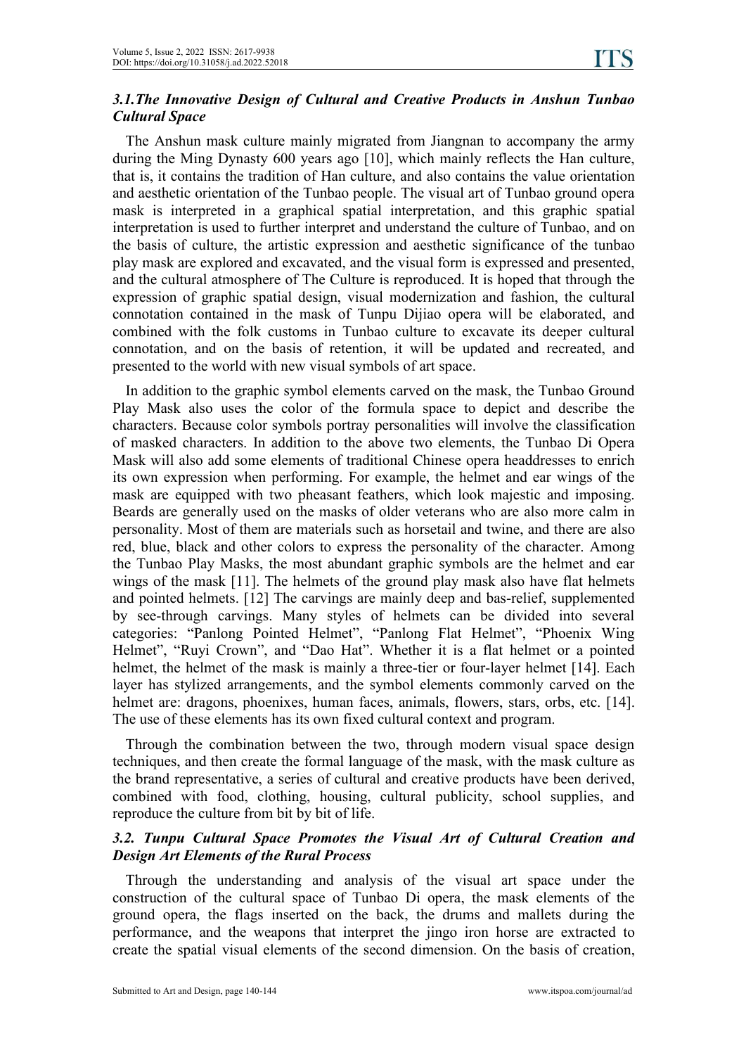### *3.1.The Innovative Design of Cultural and Creative Products in Anshun Tunbao Cultural Space*

The Anshun mask culture mainly migrated from Jiangnan to accompany the army during the Ming Dynasty 600 years ago [10], which mainly reflects the Han culture, that is, it contains the tradition of Han culture, and also contains the value orientation and aesthetic orientation of the Tunbao people. The visual art of Tunbao ground opera mask is interpreted in a graphical spatial interpretation, and this graphic spatial interpretation is used to further interpret and understand the culture of Tunbao, and on the basis of culture, the artistic expression and aesthetic significance of the tunbao play mask are explored and excavated, and the visual form is expressed and presented, and the cultural atmosphere of The Culture is reproduced. It is hoped that through the expression of graphic spatial design, visual modernization and fashion, the cultural connotation contained in the mask of Tunpu Dijiao opera will be elaborated, and combined with the folk customs in Tunbao culture to excavate its deeper cultural connotation, and on the basis of retention, it will be updated and recreated, and presented to the world with new visual symbols of art space.

In addition to the graphic symbol elements carved on the mask, the Tunbao Ground Play Mask also uses the color of the formula space to depict and describe the characters. Because color symbols portray personalities will involve the classification of masked characters. In addition to the above two elements, the Tunbao Di Opera Mask will also add some elements of traditional Chinese opera headdresses to enrich its own expression when performing. For example, the helmet and ear wings of the mask are equipped with two pheasant feathers, which look majestic and imposing. Beards are generally used on the masks of older veterans who are also more calm in personality. Most of them are materials such as horsetail and twine, and there are also red, blue, black and other colors to express the personality of the character. Among the Tunbao Play Masks, the most abundant graphic symbols are the helmet and ear wings of the mask [11]. The helmets of the ground play mask also have flat helmets and pointed helmets. [12] The carvings are mainly deep and bas-relief, supplemented by see-through carvings. Many styles of helmets can be divided into several categories: "Panlong Pointed Helmet", "Panlong Flat Helmet", "Phoenix Wing Helmet", "Ruyi Crown", and "Dao Hat". Whether it is a flat helmet or a pointed helmet, the helmet of the mask is mainly a three-tier or four-layer helmet [14]. Each layer has stylized arrangements, and the symbol elements commonly carved on the helmet are: dragons, phoenixes, human faces, animals, flowers, stars, orbs, etc. [14]. The use of these elements has its own fixed cultural context and program.

Through the combination between the two, through modern visual space design techniques, and then create the formal language of the mask, with the mask culture as the brand representative, a series of cultural and creative products have been derived, combined with food, clothing, housing, cultural publicity, school supplies, and reproduce the culture from bit by bit of life.

### *3.2. Tunpu Cultural Space Promotes the Visual Art of Cultural Creation and Design Art Elements of the Rural Process*

Through the understanding and analysis of the visual art space under the construction of the cultural space of Tunbao Di opera, the mask elements of the ground opera, the flags inserted on the back, the drums and mallets during the performance, and the weapons that interpret the jingo iron horse are extracted to create the spatial visual elements of the second dimension. On the basis of creation,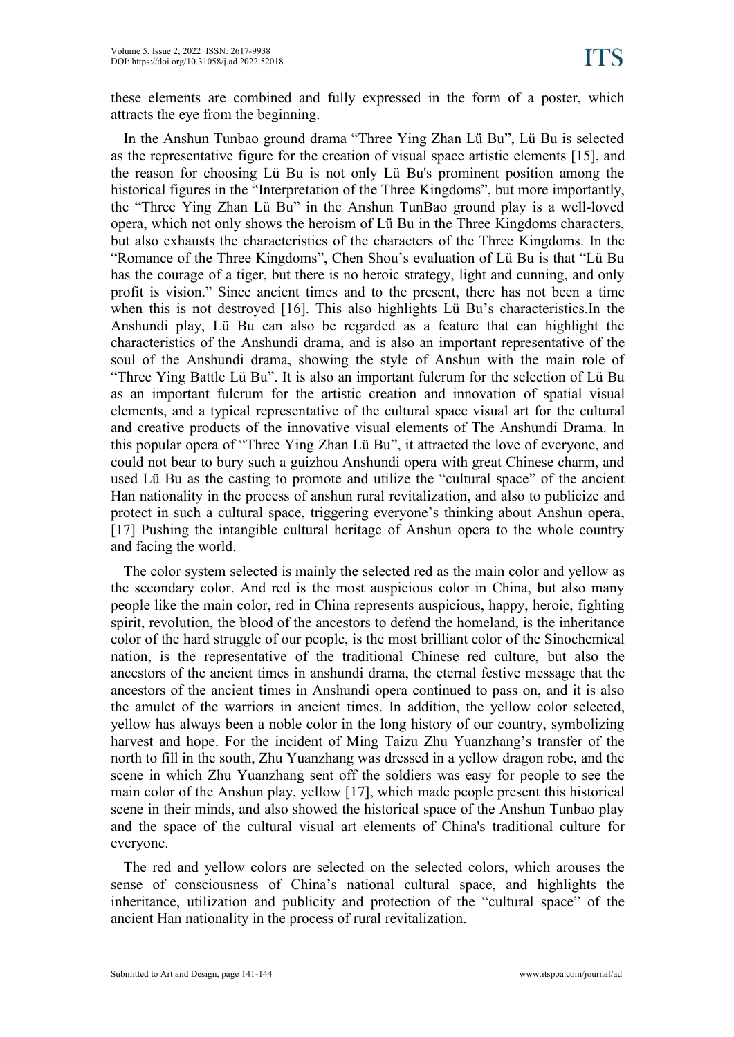these elements are combined and fully expressed in the form of a poster, which attracts the eye from the beginning.

In the Anshun Tunbao ground drama "Three Ying Zhan Lü Bu", Lü Bu is selected as the representative figure for the creation of visual space artistic elements [15], and the reason for choosing Lü Bu is not only Lü Bu's prominent position among the historical figures in the "Interpretation of the Three Kingdoms", but more importantly, the "Three Ying Zhan Lü Bu" in the Anshun TunBao ground play is a well-loved opera, which not only shows the heroism of Lü Bu in the Three Kingdoms characters, but also exhausts the characteristics of the characters of the Three Kingdoms. In the "Romance of the Three Kingdoms", Chen Shou's evaluation of Lü Bu is that "Lü Bu has the courage of a tiger, but there is no heroic strategy, light and cunning, and only profit is vision." Since ancient times and to the present, there has not been a time when this is not destroyed [16]. This also highlights Lü Bu's characteristics.In the Anshundi play, Lü Bu can also be regarded as a feature that can highlight the characteristics of the Anshundi drama, and is also an important representative of the soul of the Anshundi drama, showing the style of Anshun with the main role of "Three Ying Battle Lü Bu". It is also an important fulcrum for the selection of Lü Bu as an important fulcrum for the artistic creation and innovation of spatial visual elements, and a typical representative of the cultural space visual art for the cultural and creative products of the innovative visual elements of The Anshundi Drama. In this popular opera of "Three Ying Zhan Lü Bu", it attracted the love of everyone, and could not bear to bury such a guizhou Anshundi opera with great Chinese charm, and used Lü Bu as the casting to promote and utilize the "cultural space" of the ancient Han nationality in the process of anshun rural revitalization, and also to publicize and protect in such a cultural space, triggering everyone's thinking about Anshun opera, [17] Pushing the intangible cultural heritage of Anshun opera to the whole country and facing the world.

The color system selected is mainly the selected red as the main color and yellow as the secondary color. And red is the most auspicious color in China, but also many people like the main color, red in China represents auspicious, happy, heroic, fighting spirit, revolution, the blood of the ancestors to defend the homeland, is the inheritance color of the hard struggle of our people, is the most brilliant color of the Sinochemical nation, is the representative of the traditional Chinese red culture, but also the ancestors of the ancient times in anshundi drama, the eternal festive message that the ancestors of the ancient times in Anshundi opera continued to pass on, and it is also the amulet of the warriors in ancient times. In addition, the yellow color selected, yellow has always been a noble color in the long history of our country, symbolizing harvest and hope. For the incident of Ming Taizu Zhu Yuanzhang's transfer of the north to fill in the south, Zhu Yuanzhang was dressed in a yellow dragon robe, and the scene in which Zhu Yuanzhang sent off the soldiers was easy for people to see the main color of the Anshun play, yellow [17], which made people present this historical scene in their minds, and also showed the historical space of the Anshun Tunbao play and the space of the cultural visual art elements of China's traditional culture for everyone.

The red and yellow colors are selected on the selected colors, which arouses the sense of consciousness of China's national cultural space, and highlights the inheritance, utilization and publicity and protection of the "cultural space" of the ancient Han nationality in the process of rural revitalization.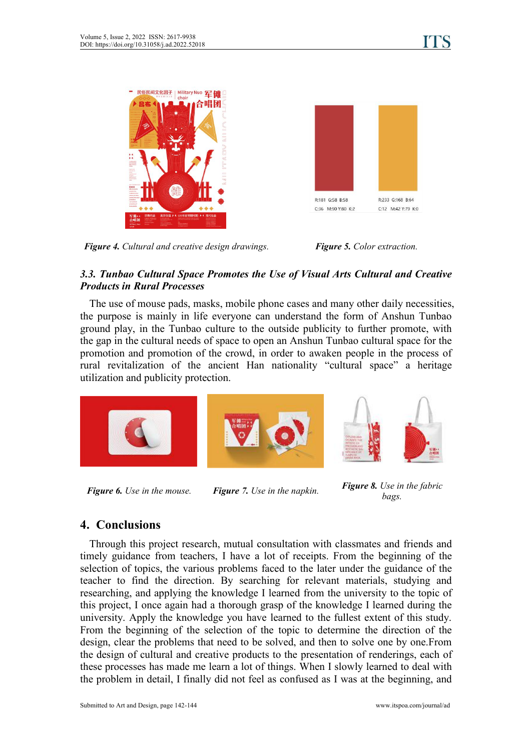*Figure 4.* Cultural and creative design drawings.

*Figure 5.* Color extraction.

### *3.3. Tunbao Cultural Space Promotes the Use of Visual Arts Cultural and Creative Products in Rural Processes*

The use of mouse pads, masks, mobile phone cases and many other daily necessities, the purpose is mainly in life everyone can understand the form of Anshun Tunbao ground play, in the Tunbao culture to the outside publicity to further promote, with the gap in the cultural needs of space to open an Anshun Tunbao cultural space for the promotion and promotion of the crowd, in order to awaken people in the process of rural revitalization of the ancient Han nationality "cultural space" a heritage utilization and publicity protection.

***Figure 6.*** *Use in the mouse.*

***Figure 7.*** *Use in the napkin.*

***Figure 8.*** *Use in the fabric bags.*

## 4. Conclusions

Through this project research, mutual consultation with classmates and friends and timely guidance from teachers, I have a lot of receipts. From the beginning of the selection of topics, the various problems faced to the later under the guidance of the teacher to find the direction. By searching for relevant materials, studying and researching, and applying the knowledge I learned from the university to the topic of this project, I once again had a thorough grasp of the knowledge I learned during the university. Apply the knowledge you have learned to the fullest extent of this study. From the beginning of the selection of the topic to determine the direction of the design, clear the problems that need to be solved, and then to solve one by one.From the design of cultural and creative products to the presentation of renderings, each of these processes has made me learn a lot of things. When I slowly learned to deal with the problem in detail, I finally did not feel as confused as I was at the beginning, and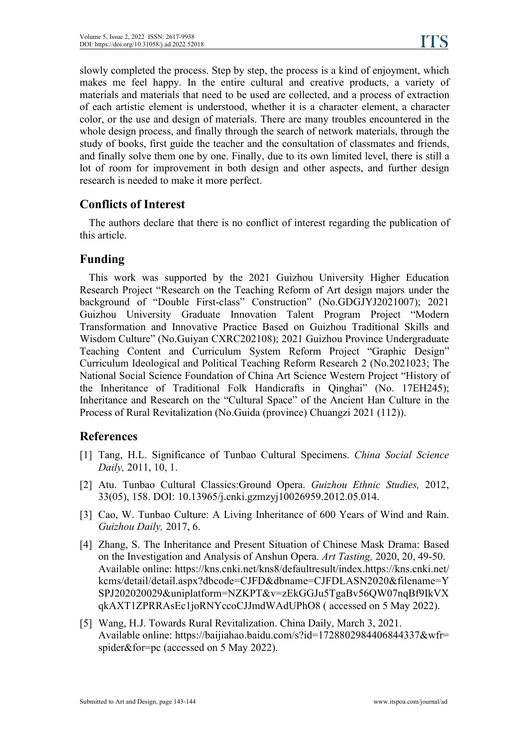slowly completed the process. Step by step, the process is a kind of enjoyment, which makes me feel happy. In the entire cultural and creative products, a variety of materials and materials that need to be used are collected, and a process of extraction of each artistic element is understood, whether it is a character element, a character color, or the use and design of materials. There are many troubles encountered in the whole design process, and finally through the search of network materials, through the study of books, first guide the teacher and the consultation of classmates and friends, and finally solve them one by one. Finally, due to its own limited level, there is still a lot of room for improvement in both design and other aspects, and further design research is needed to make it more perfect.

## Conflicts of Interest

The authors declare that there is no conflict of interest regarding the publication of this article.

## Funding

This work was supported by the 2021 Guizhou University Higher Education Research Project "Research on the Teaching Reform of Art design majors under the background of "Double First-class" Construction" (No.GDGJYJ2021007); 2021 Guizhou University Graduate Innovation Talent Program Project "Modern Transformation and Innovative Practice Based on Guizhou Traditional Skills and Wisdom Culture" (No.Guiyan CXRC202108); 2021 Guizhou Province Undergraduate Teaching Content and Curriculum System Reform Project "Graphic Design" Curriculum Ideological and Political Teaching Reform Research 2 (No.2021023; The National Social Science Foundation of China Art Science Western Project "History of the Inheritance of Traditional Folk Handicrafts in Qinghai" (No. 17EH245); Inheritance and Research on the "Cultural Space" of the Ancient Han Culture in the Process of Rural Revitalization (No.Guida (province) Chuangzi 2021 (112)).

## References

[1] Tang, H.L. Significance of Tunbao Cultural Specimens. *China Social Science Daily,* 2011, 10, 1.

[2] Atu. Tunbao Cultural Classics:Ground Opera. *Guizhou Ethnic Studies,* 2012, 33(05), 158. DOI: 10.13965/j.cnki.gzmzyj10026959.2012.05.014.

[3] Cao, W. Tunbao Culture: A Living Inheritance of 600 Years of Wind and Rain. *Guizhou Daily,* 2017, 6.

[4] Zhang, S. The Inheritance and Present Situation of Chinese Mask Drama: Based on the Investigation and Analysis of Anshun Opera. *Art Tasting,* 2020, 20, 49-50. Available online: https://kns.cnki.net/kns8/defaultresult/index.https://kns.cnki.net/kcms/detail/detail.aspx?dbcode=CJFD&dbname=CJFDLASN2020&filename=YSPJ202020029&uniplatform=NZKPT&v=zEkGGJu5TgaBv56QW07nqBf9IkVXqkAXT1ZPRRAsEc1joRNYccoCJJmdWAdUPhO8 ( accessed on 5 May 2022).

[5] Wang, H.J. Towards Rural Revitalization. China Daily, March 3, 2021. Available online: https://baijiahao.baidu.com/s?id=1728802984406844337&wfr=spider&for=pc (accessed on 5 May 2022).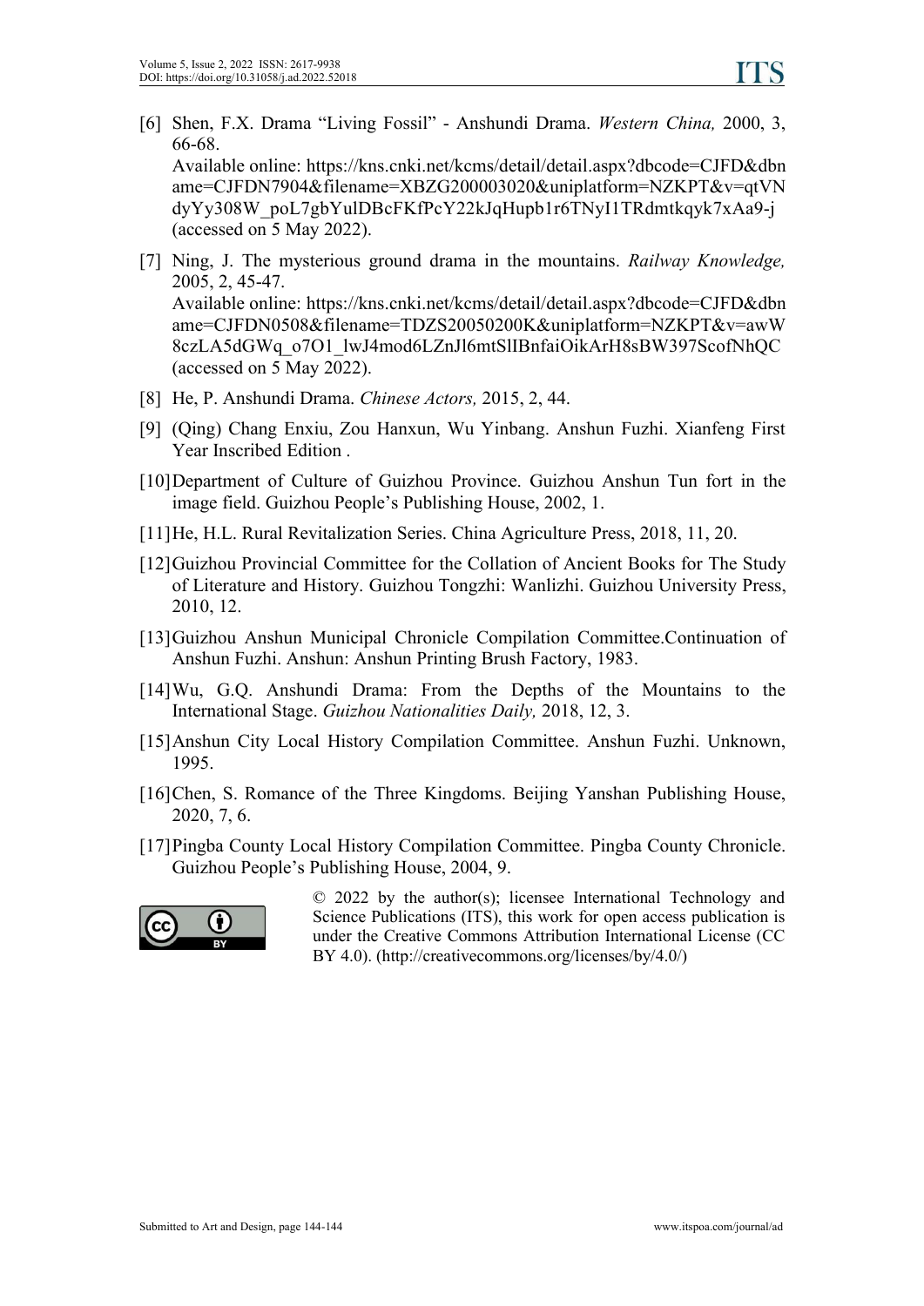[6] Shen, F.X. Drama "Living Fossil" - Anshundi Drama. *Western China,* 2000, 3, 66-68.
Available online: https://kns.cnki.net/kcms/detail/detail.aspx?dbcode=CJFD&dbname=CJFDN7904&filename=XBZG200003020&uniplatform=NZKPT&v=qtVNdyYy308W_poL7gbYulDBcFKfPcY22kJqHupb1r6TNyI1TRdmtkqyk7xAa9-j (accessed on 5 May 2022).

[7] Ning, J. The mysterious ground drama in the mountains. *Railway Knowledge,* 2005, 2, 45-47.
Available online: https://kns.cnki.net/kcms/detail/detail.aspx?dbcode=CJFD&dbname=CJFDN0508&filename=TDZS20050200K&uniplatform=NZKPT&v=awW8czLA5dGWq_o7O1_lwJ4mod6LZnJl6mtSlIBnfaiOikArH8sBW397ScofNhQC (accessed on 5 May 2022).

[8] He, P. Anshundi Drama. *Chinese Actors,* 2015, 2, 44.

[9] (Qing) Chang Enxiu, Zou Hanxun, Wu Yinbang. Anshun Fuzhi. Xianfeng First Year Inscribed Edition .

[10] Department of Culture of Guizhou Province. Guizhou Anshun Tun fort in the image field. Guizhou People's Publishing House, 2002, 1.

[11] He, H.L. Rural Revitalization Series. China Agriculture Press, 2018, 11, 20.

[12] Guizhou Provincial Committee for the Collation of Ancient Books for The Study of Literature and History. Guizhou Tongzhi: Wanlizhi. Guizhou University Press, 2010, 12.

[13] Guizhou Anshun Municipal Chronicle Compilation Committee.Continuation of Anshun Fuzhi. Anshun: Anshun Printing Brush Factory, 1983.

[14] Wu, G.Q. Anshundi Drama: From the Depths of the Mountains to the International Stage. *Guizhou Nationalities Daily,* 2018, 12, 3.

[15] Anshun City Local History Compilation Committee. Anshun Fuzhi. Unknown, 1995.

[16] Chen, S. Romance of the Three Kingdoms. Beijing Yanshan Publishing House, 2020, 7, 6.

[17] Pingba County Local History Compilation Committee. Pingba County Chronicle. Guizhou People's Publishing House, 2004, 9.

© 2022 by the author(s); licensee International Technology and Science Publications (ITS), this work for open access publication is under the Creative Commons Attribution International License (CC BY 4.0). (http://creativecommons.org/licenses/by/4.0/)